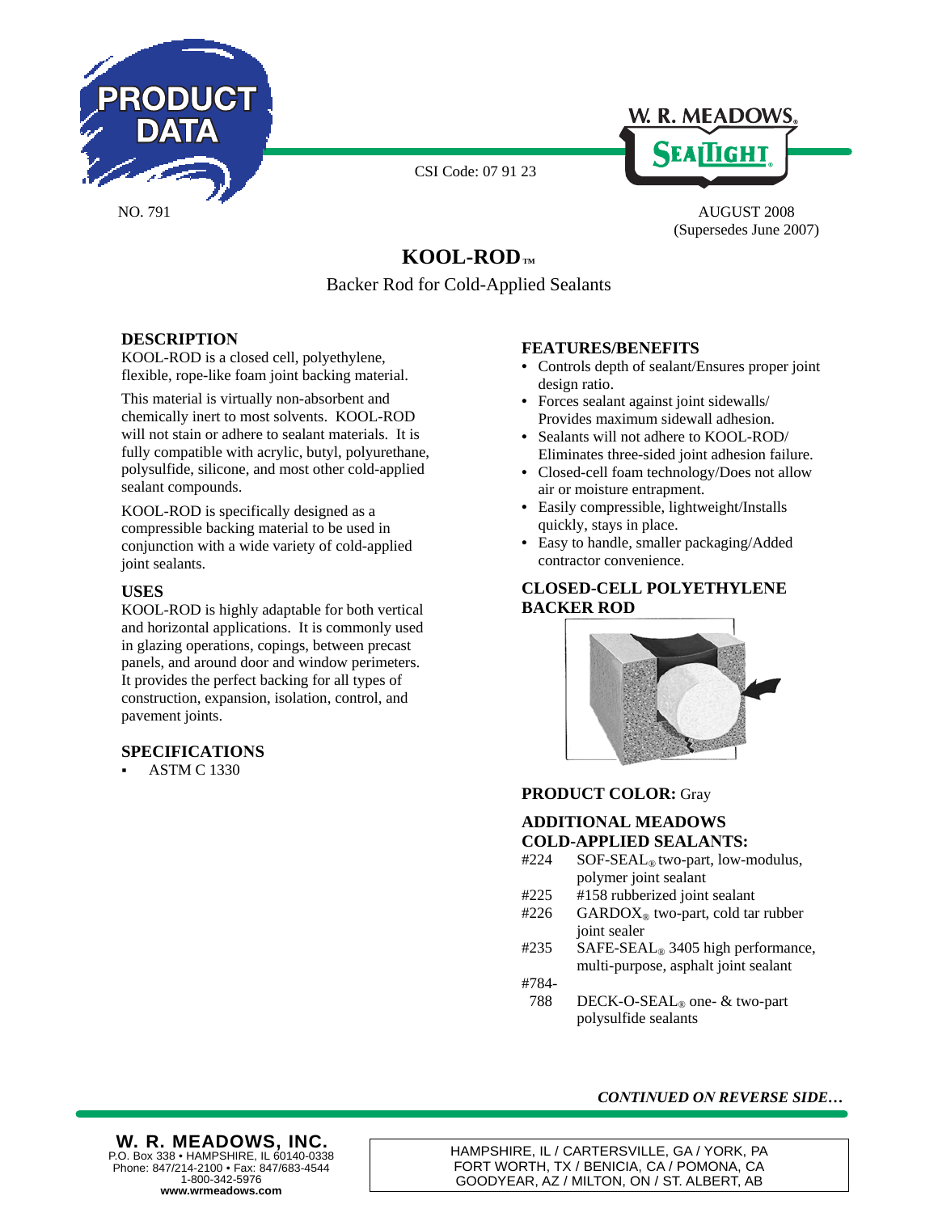PRODUCT DATA

W. R. MEADOWS® SEALTIGHT®

CSI Code: 07 91 23

NO. 791

AUGUST 2008
(Supersedes June 2007)

# KOOL-ROD™

Backer Rod for Cold-Applied Sealants

## DESCRIPTION

KOOL-ROD is a closed cell, polyethylene, flexible, rope-like foam joint backing material.

This material is virtually non-absorbent and chemically inert to most solvents. KOOL-ROD will not stain or adhere to sealant materials. It is fully compatible with acrylic, butyl, polyurethane, polysulfide, silicone, and most other cold-applied sealant compounds.

KOOL-ROD is specifically designed as a compressible backing material to be used in conjunction with a wide variety of cold-applied joint sealants.

## USES

KOOL-ROD is highly adaptable for both vertical and horizontal applications. It is commonly used in glazing operations, copings, between precast panels, and around door and window perimeters. It provides the perfect backing for all types of construction, expansion, isolation, control, and pavement joints.

## SPECIFICATIONS

- ASTM C 1330

## FEATURES/BENEFITS

- Controls depth of sealant/Ensures proper joint design ratio.
- Forces sealant against joint sidewalls/ Provides maximum sidewall adhesion.
- Sealants will not adhere to KOOL-ROD/ Eliminates three-sided joint adhesion failure.
- Closed-cell foam technology/Does not allow air or moisture entrapment.
- Easily compressible, lightweight/Installs quickly, stays in place.
- Easy to handle, smaller packaging/Added contractor convenience.

## CLOSED-CELL POLYETHYLENE BACKER ROD

**PRODUCT COLOR:** Gray

## ADDITIONAL MEADOWS COLD-APPLIED SEALANTS:

- #224 SOF-SEAL® two-part, low-modulus, polymer joint sealant
- #225 #158 rubberized joint sealant
- #226 GARDOX® two-part, cold tar rubber joint sealer
- #235 SAFE-SEAL® 3405 high performance, multi-purpose, asphalt joint sealant
- #784-788 DECK-O-SEAL® one- & two-part polysulfide sealants

*CONTINUED ON REVERSE SIDE…*

**W. R. MEADOWS, INC.**
P.O. Box 338 • HAMPSHIRE, IL 60140-0338
Phone: 847/214-2100 • Fax: 847/683-4544
1-800-342-5976
**www.wrmeadows.com**

HAMPSHIRE, IL / CARTERSVILLE, GA / YORK, PA
FORT WORTH, TX / BENICIA, CA / POMONA, CA
GOODYEAR, AZ / MILTON, ON / ST. ALBERT, AB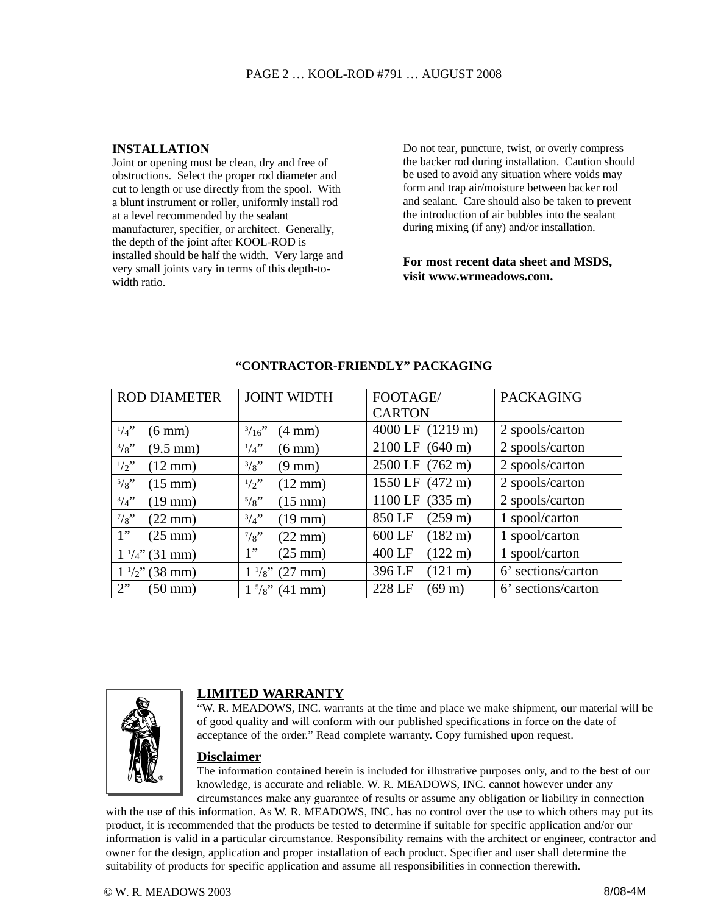## INSTALLATION

Joint or opening must be clean, dry and free of obstructions. Select the proper rod diameter and cut to length or use directly from the spool. With a blunt instrument or roller, uniformly install rod at a level recommended by the sealant manufacturer, specifier, or architect. Generally, the depth of the joint after KOOL-ROD is installed should be half the width. Very large and very small joints vary in terms of this depth-to-width ratio.

Do not tear, puncture, twist, or overly compress the backer rod during installation. Caution should be used to avoid any situation where voids may form and trap air/moisture between backer rod and sealant. Care should also be taken to prevent the introduction of air bubbles into the sealant during mixing (if any) and/or installation.

**For most recent data sheet and MSDS, visit www.wrmeadows.com.**

**“CONTRACTOR-FRIENDLY” PACKAGING**

| ROD DIAMETER | JOINT WIDTH | FOOTAGE/ CARTON | PACKAGING |
|---|---|---|---|
| 1/4” (6 mm) | 3/16” (4 mm) | 4000 LF (1219 m) | 2 spools/carton |
| 3/8” (9.5 mm) | 1/4” (6 mm) | 2100 LF (640 m) | 2 spools/carton |
| 1/2” (12 mm) | 3/8” (9 mm) | 2500 LF (762 m) | 2 spools/carton |
| 5/8” (15 mm) | 1/2” (12 mm) | 1550 LF (472 m) | 2 spools/carton |
| 3/4” (19 mm) | 5/8” (15 mm) | 1100 LF (335 m) | 2 spools/carton |
| 7/8” (22 mm) | 3/4” (19 mm) | 850 LF (259 m) | 1 spool/carton |
| 1” (25 mm) | 7/8” (22 mm) | 600 LF (182 m) | 1 spool/carton |
| 1 1/4” (31 mm) | 1” (25 mm) | 400 LF (122 m) | 1 spool/carton |
| 1 1/2” (38 mm) | 1 1/8” (27 mm) | 396 LF (121 m) | 6’ sections/carton |
| 2” (50 mm) | 1 5/8” (41 mm) | 228 LF (69 m) | 6’ sections/carton |

## LIMITED WARRANTY

“W. R. MEADOWS, INC. warrants at the time and place we make shipment, our material will be of good quality and will conform with our published specifications in force on the date of acceptance of the order.” Read complete warranty. Copy furnished upon request.

## Disclaimer

The information contained herein is included for illustrative purposes only, and to the best of our knowledge, is accurate and reliable. W. R. MEADOWS, INC. cannot however under any circumstances make any guarantee of results or assume any obligation or liability in connection with the use of this information. As W. R. MEADOWS, INC. has no control over the use to which others may put its product, it is recommended that the products be tested to determine if suitable for specific application and/or our information is valid in a particular circumstance. Responsibility remains with the architect or engineer, contractor and owner for the design, application and proper installation of each product. Specifier and user shall determine the suitability of products for specific application and assume all responsibilities in connection therewith.

© W. R. MEADOWS 2003

8/08-4M